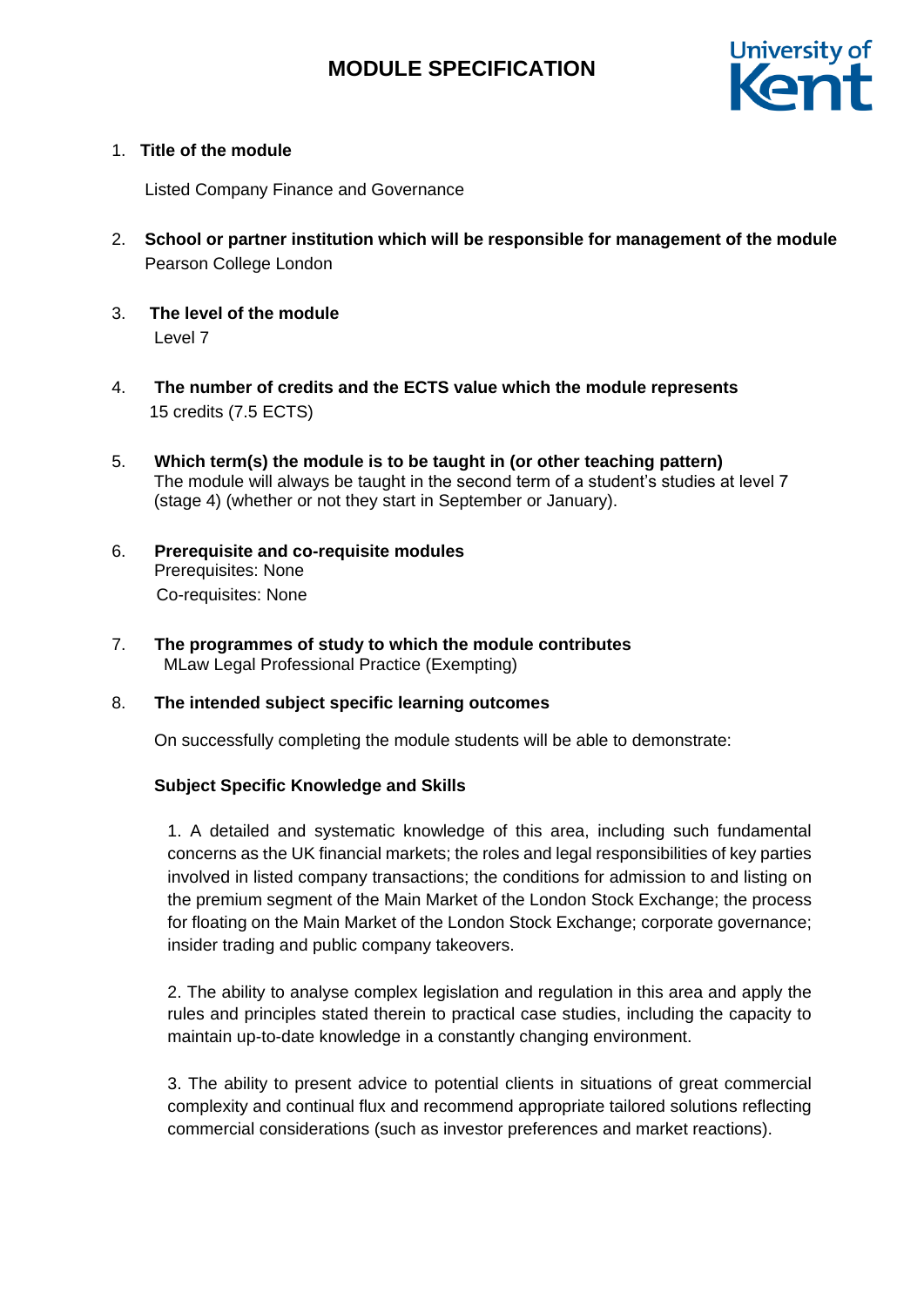# MODULE SPECIFICATION

University of Kent

1. **Title of the module**

   Listed Company Finance and Governance

2. **School or partner institution which will be responsible for management of the module**

   Pearson College London

3. **The level of the module**

   Level 7

4. **The number of credits and the ECTS value which the module represents**

   15 credits (7.5 ECTS)

5. **Which term(s) the module is to be taught in (or other teaching pattern)**

   The module will always be taught in the second term of a student's studies at level 7 (stage 4) (whether or not they start in September or January).

6. **Prerequisite and co-requisite modules**

   Prerequisites: None

   Co-requisites: None

7. **The programmes of study to which the module contributes**

   MLaw Legal Professional Practice (Exempting)

8. **The intended subject specific learning outcomes**

   On successfully completing the module students will be able to demonstrate:

   **Subject Specific Knowledge and Skills**

   1. A detailed and systematic knowledge of this area, including such fundamental concerns as the UK financial markets; the roles and legal responsibilities of key parties involved in listed company transactions; the conditions for admission to and listing on the premium segment of the Main Market of the London Stock Exchange; the process for floating on the Main Market of the London Stock Exchange; corporate governance; insider trading and public company takeovers.

   2. The ability to analyse complex legislation and regulation in this area and apply the rules and principles stated therein to practical case studies, including the capacity to maintain up-to-date knowledge in a constantly changing environment.

   3. The ability to present advice to potential clients in situations of great commercial complexity and continual flux and recommend appropriate tailored solutions reflecting commercial considerations (such as investor preferences and market reactions).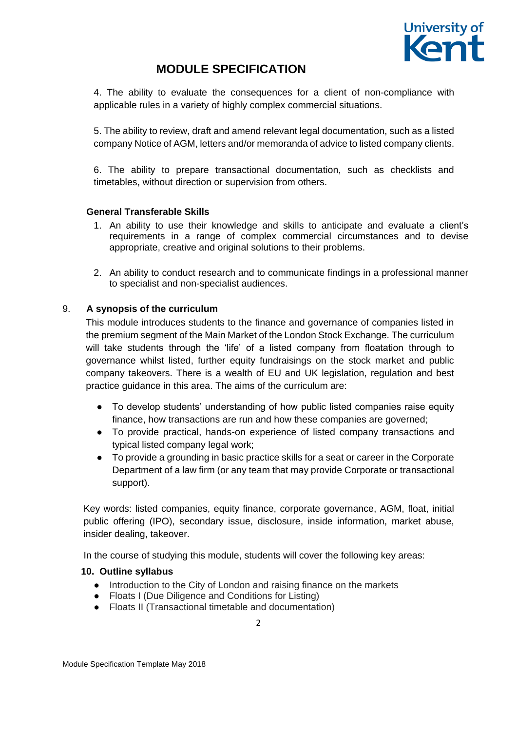4. The ability to evaluate the consequences for a client of non-compliance with applicable rules in a variety of highly complex commercial situations.

5. The ability to review, draft and amend relevant legal documentation, such as a listed company Notice of AGM, letters and/or memoranda of advice to listed company clients.

6. The ability to prepare transactional documentation, such as checklists and timetables, without direction or supervision from others.

**General Transferable Skills**

1. An ability to use their knowledge and skills to anticipate and evaluate a client's requirements in a range of complex commercial circumstances and to devise appropriate, creative and original solutions to their problems.
2. An ability to conduct research and to communicate findings in a professional manner to specialist and non-specialist audiences.

## 9. A synopsis of the curriculum

This module introduces students to the finance and governance of companies listed in the premium segment of the Main Market of the London Stock Exchange. The curriculum will take students through the 'life' of a listed company from floatation through to governance whilst listed, further equity fundraisings on the stock market and public company takeovers. There is a wealth of EU and UK legislation, regulation and best practice guidance in this area. The aims of the curriculum are:

- To develop students' understanding of how public listed companies raise equity finance, how transactions are run and how these companies are governed;
- To provide practical, hands-on experience of listed company transactions and typical listed company legal work;
- To provide a grounding in basic practice skills for a seat or career in the Corporate Department of a law firm (or any team that may provide Corporate or transactional support).

Key words: listed companies, equity finance, corporate governance, AGM, float, initial public offering (IPO), secondary issue, disclosure, inside information, market abuse, insider dealing, takeover.

In the course of studying this module, students will cover the following key areas:

## 10. Outline syllabus

- Introduction to the City of London and raising finance on the markets
- Floats I (Due Diligence and Conditions for Listing)
- Floats II (Transactional timetable and documentation)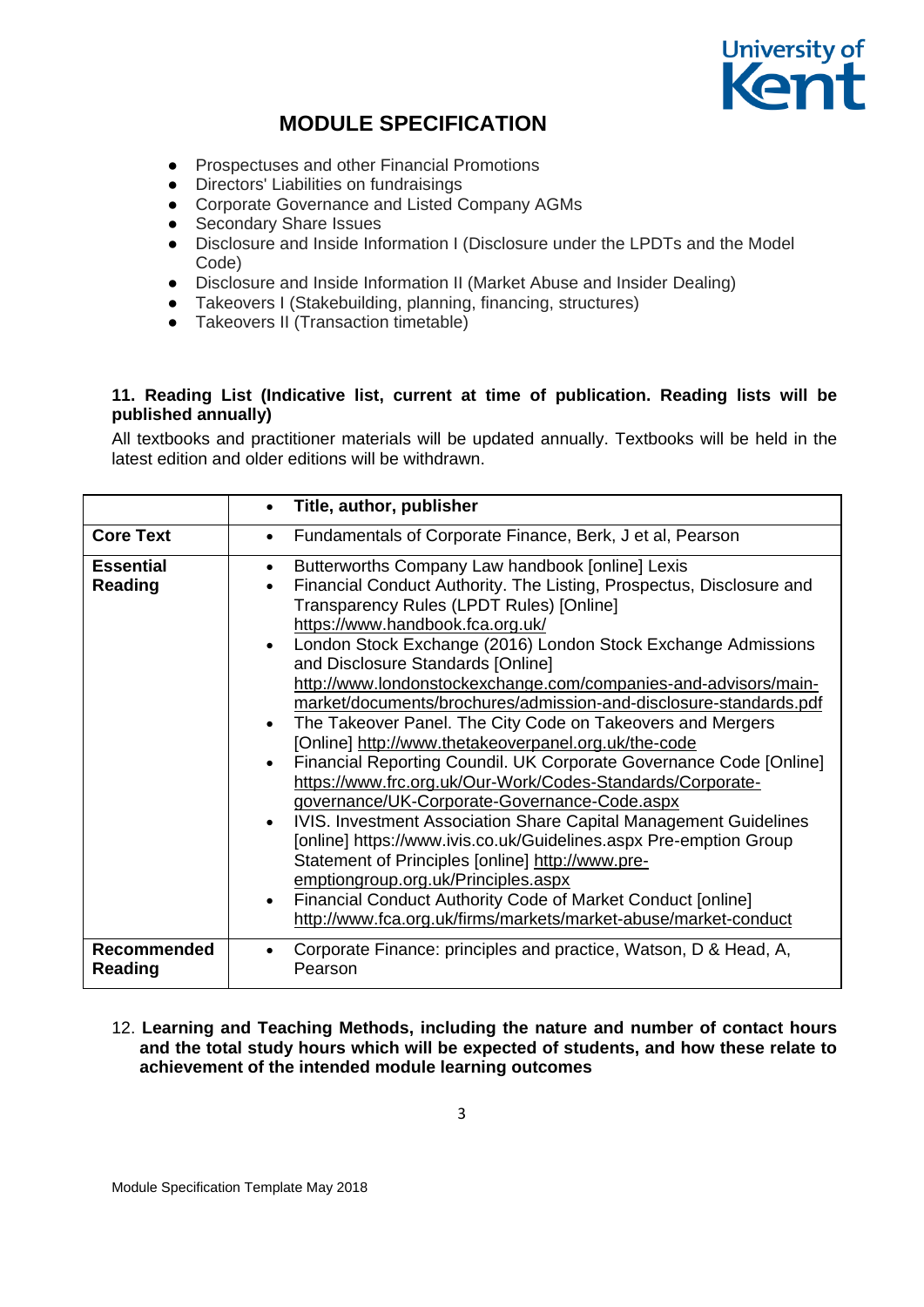- Prospectuses and other Financial Promotions
- Directors' Liabilities on fundraisings
- Corporate Governance and Listed Company AGMs
- Secondary Share Issues
- Disclosure and Inside Information I (Disclosure under the LPDTs and the Model Code)
- Disclosure and Inside Information II (Market Abuse and Insider Dealing)
- Takeovers I (Stakebuilding, planning, financing, structures)
- Takeovers II (Transaction timetable)

**11. Reading List (Indicative list, current at time of publication. Reading lists will be published annually)**

All textbooks and practitioner materials will be updated annually. Textbooks will be held in the latest edition and older editions will be withdrawn.

| | • **Title, author, publisher** |
|---|---|
| **Core Text** | • Fundamentals of Corporate Finance, Berk, J et al, Pearson |
| **Essential Reading** | • Butterworths Company Law handbook [online] Lexis<br>• Financial Conduct Authority. The Listing, Prospectus, Disclosure and Transparency Rules (LPDT Rules) [Online] https://www.handbook.fca.org.uk/<br>• London Stock Exchange (2016) London Stock Exchange Admissions and Disclosure Standards [Online] http://www.londonstockexchange.com/companies-and-advisors/main-market/documents/brochures/admission-and-disclosure-standards.pdf<br>• The Takeover Panel. The City Code on Takeovers and Mergers [Online] http://www.thetakeoverpanel.org.uk/the-code<br>• Financial Reporting Coundil. UK Corporate Governance Code [Online] https://www.frc.org.uk/Our-Work/Codes-Standards/Corporate-governance/UK-Corporate-Governance-Code.aspx<br>• IVIS. Investment Association Share Capital Management Guidelines [online] https://www.ivis.co.uk/Guidelines.aspx Pre-emption Group Statement of Principles [online] http://www.pre-emptiongroup.org.uk/Principles.aspx<br>• Financial Conduct Authority Code of Market Conduct [online] http://www.fca.org.uk/firms/markets/market-abuse/market-conduct |
| **Recommended Reading** | • Corporate Finance: principles and practice, Watson, D & Head, A, Pearson |

12. **Learning and Teaching Methods, including the nature and number of contact hours and the total study hours which will be expected of students, and how these relate to achievement of the intended module learning outcomes**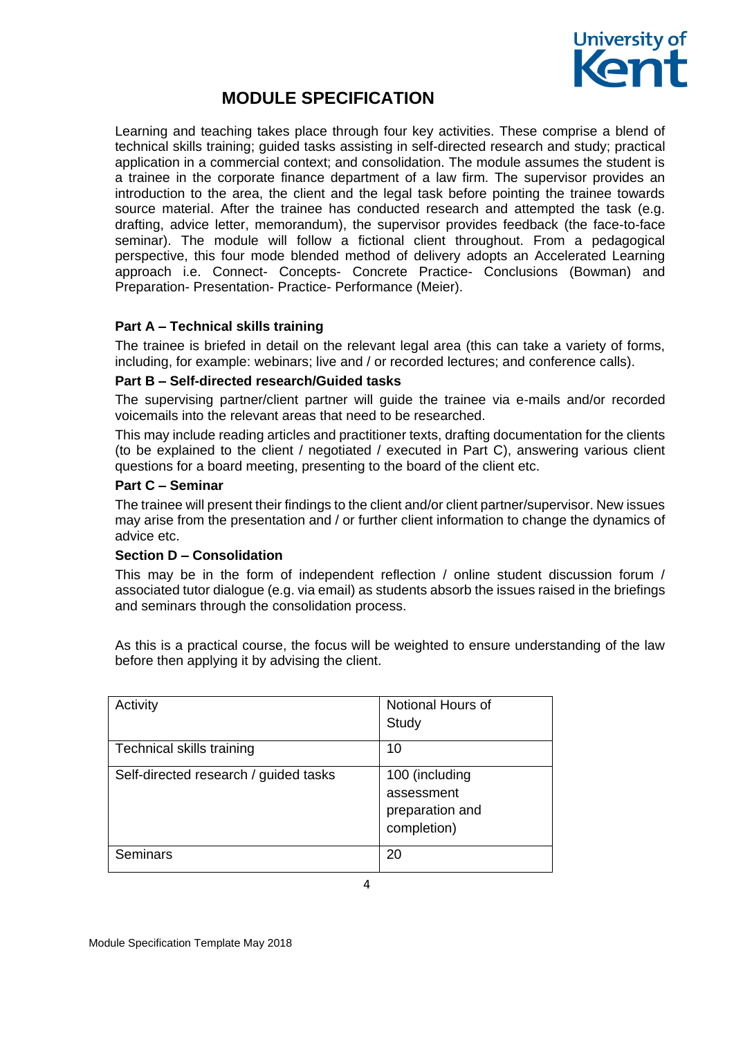# MODULE SPECIFICATION

Learning and teaching takes place through four key activities. These comprise a blend of technical skills training; guided tasks assisting in self-directed research and study; practical application in a commercial context; and consolidation. The module assumes the student is a trainee in the corporate finance department of a law firm. The supervisor provides an introduction to the area, the client and the legal task before pointing the trainee towards source material. After the trainee has conducted research and attempted the task (e.g. drafting, advice letter, memorandum), the supervisor provides feedback (the face-to-face seminar). The module will follow a fictional client throughout. From a pedagogical perspective, this four mode blended method of delivery adopts an Accelerated Learning approach i.e. Connect- Concepts- Concrete Practice- Conclusions (Bowman) and Preparation- Presentation- Practice- Performance (Meier).

**Part A – Technical skills training**

The trainee is briefed in detail on the relevant legal area (this can take a variety of forms, including, for example: webinars; live and / or recorded lectures; and conference calls).

**Part B – Self-directed research/Guided tasks**

The supervising partner/client partner will guide the trainee via e-mails and/or recorded voicemails into the relevant areas that need to be researched.

This may include reading articles and practitioner texts, drafting documentation for the clients (to be explained to the client / negotiated / executed in Part C), answering various client questions for a board meeting, presenting to the board of the client etc.

**Part C – Seminar**

The trainee will present their findings to the client and/or client partner/supervisor. New issues may arise from the presentation and / or further client information to change the dynamics of advice etc.

**Section D – Consolidation**

This may be in the form of independent reflection / online student discussion forum / associated tutor dialogue (e.g. via email) as students absorb the issues raised in the briefings and seminars through the consolidation process.

As this is a practical course, the focus will be weighted to ensure understanding of the law before then applying it by advising the client.

| Activity | Notional Hours of Study |
|---|---|
| Technical skills training | 10 |
| Self-directed research / guided tasks | 100 (including assessment preparation and completion) |
| Seminars | 20 |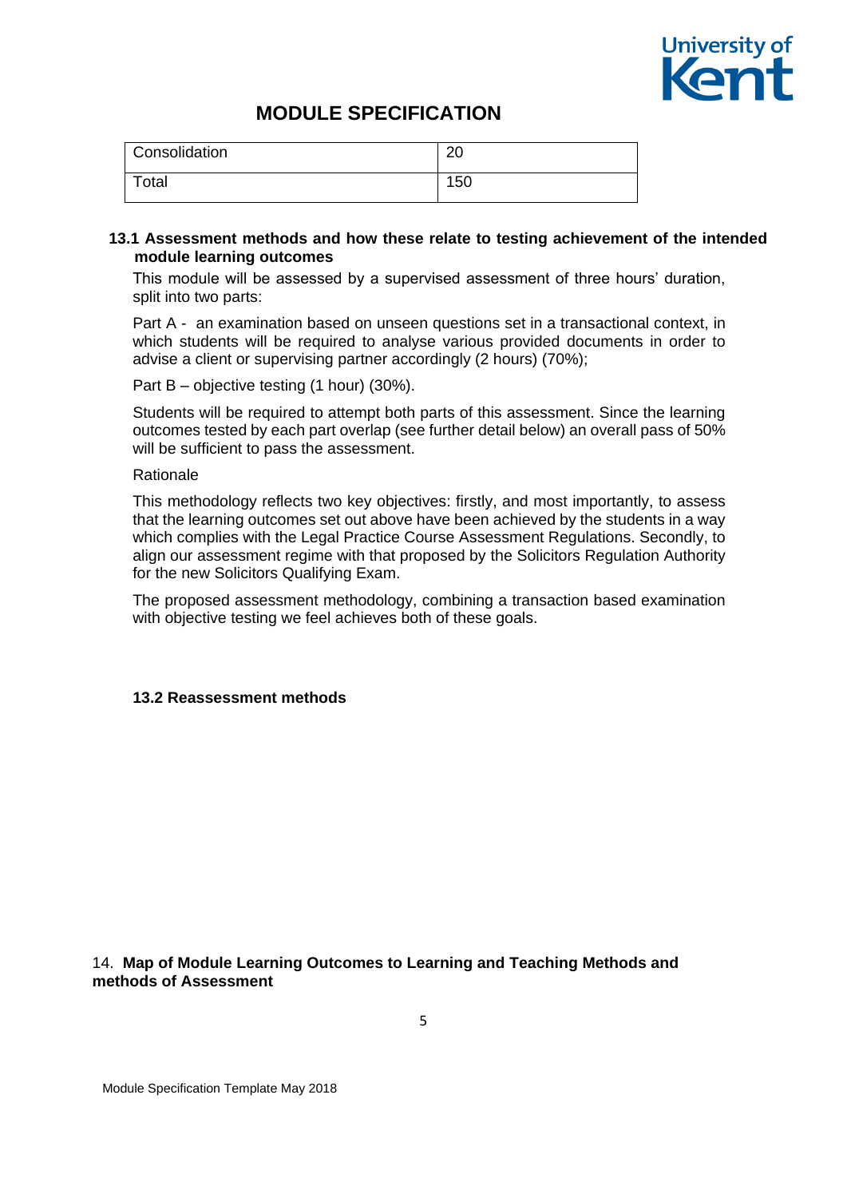| Consolidation | 20 |
| --- | --- |
| Total | 150 |

**13.1 Assessment methods and how these relate to testing achievement of the intended module learning outcomes**

This module will be assessed by a supervised assessment of three hours' duration, split into two parts:

Part A - an examination based on unseen questions set in a transactional context, in which students will be required to analyse various provided documents in order to advise a client or supervising partner accordingly (2 hours) (70%);

Part B – objective testing (1 hour) (30%).

Students will be required to attempt both parts of this assessment. Since the learning outcomes tested by each part overlap (see further detail below) an overall pass of 50% will be sufficient to pass the assessment.

Rationale

This methodology reflects two key objectives: firstly, and most importantly, to assess that the learning outcomes set out above have been achieved by the students in a way which complies with the Legal Practice Course Assessment Regulations. Secondly, to align our assessment regime with that proposed by the Solicitors Regulation Authority for the new Solicitors Qualifying Exam.

The proposed assessment methodology, combining a transaction based examination with objective testing we feel achieves both of these goals.

**13.2 Reassessment methods**

14. **Map of Module Learning Outcomes to Learning and Teaching Methods and methods of Assessment**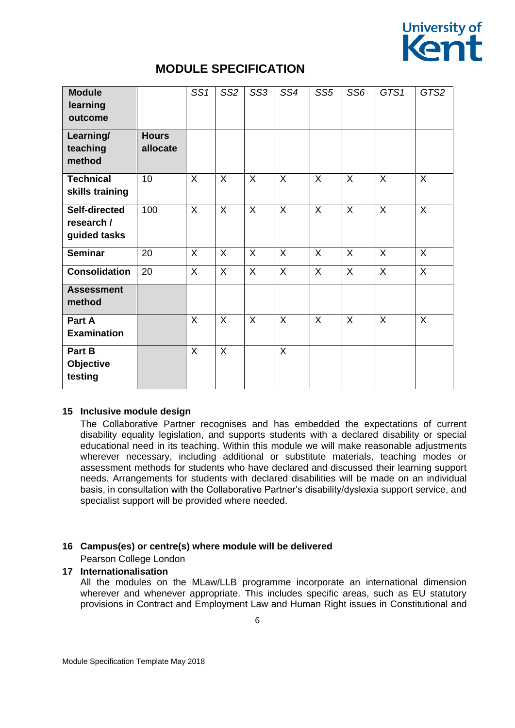# MODULE SPECIFICATION

| **Module learning outcome** | | *SS1* | *SS2* | *SS3* | *SS4* | *SS5* | *SS6* | *GTS1* | *GTS2* |
|---|---|---|---|---|---|---|---|---|---|
| **Learning/ teaching method** | **Hours allocate** | | | | | | | | |
| **Technical skills training** | 10 | X | X | X | X | X | X | X | X |
| **Self-directed research / guided tasks** | 100 | X | X | X | X | X | X | X | X |
| **Seminar** | 20 | X | X | X | X | X | X | X | X |
| **Consolidation** | 20 | X | X | X | X | X | X | X | X |
| **Assessment method** | | | | | | | | | |
| **Part A Examination** | | X | X | X | X | X | X | X | X |
| **Part B Objective testing** | | X | X | | X | | | | |

**15 Inclusive module design**

The Collaborative Partner recognises and has embedded the expectations of current disability equality legislation, and supports students with a declared disability or special educational need in its teaching. Within this module we will make reasonable adjustments wherever necessary, including additional or substitute materials, teaching modes or assessment methods for students who have declared and discussed their learning support needs. Arrangements for students with declared disabilities will be made on an individual basis, in consultation with the Collaborative Partner's disability/dyslexia support service, and specialist support will be provided where needed.

**16 Campus(es) or centre(s) where module will be delivered**

Pearson College London

**17 Internationalisation**

All the modules on the MLaw/LLB programme incorporate an international dimension wherever and whenever appropriate. This includes specific areas, such as EU statutory provisions in Contract and Employment Law and Human Right issues in Constitutional and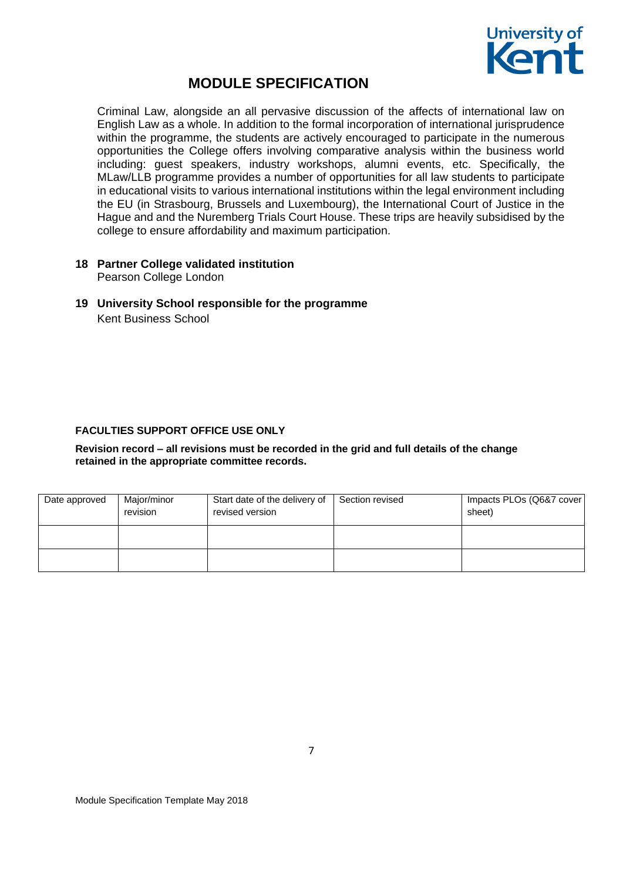# MODULE SPECIFICATION

Criminal Law, alongside an all pervasive discussion of the affects of international law on English Law as a whole. In addition to the formal incorporation of international jurisprudence within the programme, the students are actively encouraged to participate in the numerous opportunities the College offers involving comparative analysis within the business world including: guest speakers, industry workshops, alumni events, etc. Specifically, the MLaw/LLB programme provides a number of opportunities for all law students to participate in educational visits to various international institutions within the legal environment including the EU (in Strasbourg, Brussels and Luxembourg), the International Court of Justice in the Hague and and the Nuremberg Trials Court House. These trips are heavily subsidised by the college to ensure affordability and maximum participation.

**18 Partner College validated institution**
Pearson College London

**19 University School responsible for the programme**
Kent Business School

**FACULTIES SUPPORT OFFICE USE ONLY**

**Revision record – all revisions must be recorded in the grid and full details of the change retained in the appropriate committee records.**

| Date approved | Major/minor revision | Start date of the delivery of revised version | Section revised | Impacts PLOs (Q6&7 cover sheet) |
|---|---|---|---|---|
| | | | | |
| | | | | |

Module Specification Template May 2018